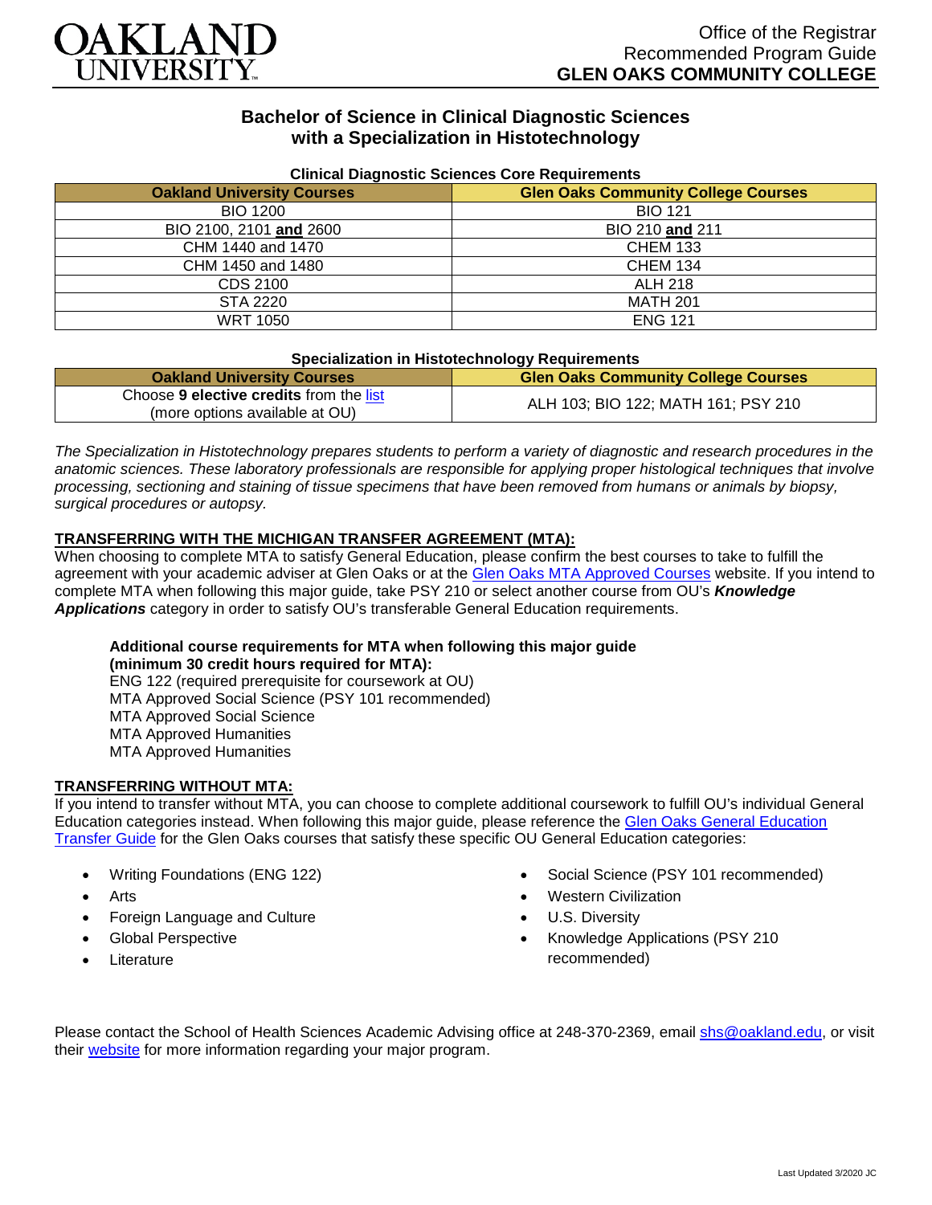Oakland University

Office of the Registrar
Recommended Program Guide
**GLEN OAKS COMMUNITY COLLEGE**

# Bachelor of Science in Clinical Diagnostic Sciences with a Specialization in Histotechnology

**Clinical Diagnostic Sciences Core Requirements**

| Oakland University Courses | Glen Oaks Community College Courses |
|---|---|
| BIO 1200 | BIO 121 |
| BIO 2100, 2101 **and** 2600 | BIO 210 **and** 211 |
| CHM 1440 and 1470 | CHEM 133 |
| CHM 1450 and 1480 | CHEM 134 |
| CDS 2100 | ALH 218 |
| STA 2220 | MATH 201 |
| WRT 1050 | ENG 121 |

**Specialization in Histotechnology Requirements**

| Oakland University Courses | Glen Oaks Community College Courses |
|---|---|
| Choose **9 elective credits** from the list (more options available at OU) | ALH 103; BIO 122; MATH 161; PSY 210 |

*The Specialization in Histotechnology prepares students to perform a variety of diagnostic and research procedures in the anatomic sciences. These laboratory professionals are responsible for applying proper histological techniques that involve processing, sectioning and staining of tissue specimens that have been removed from humans or animals by biopsy, surgical procedures or autopsy.*

## TRANSFERRING WITH THE MICHIGAN TRANSFER AGREEMENT (MTA):

When choosing to complete MTA to satisfy General Education, please confirm the best courses to take to fulfill the agreement with your academic adviser at Glen Oaks or at the Glen Oaks MTA Approved Courses website. If you intend to complete MTA when following this major guide, take PSY 210 or select another course from OU's ***Knowledge Applications*** category in order to satisfy OU's transferable General Education requirements.

**Additional course requirements for MTA when following this major guide (minimum 30 credit hours required for MTA):**
ENG 122 (required prerequisite for coursework at OU)
MTA Approved Social Science (PSY 101 recommended)
MTA Approved Social Science
MTA Approved Humanities
MTA Approved Humanities

## TRANSFERRING WITHOUT MTA:

If you intend to transfer without MTA, you can choose to complete additional coursework to fulfill OU's individual General Education categories instead. When following this major guide, please reference the Glen Oaks General Education Transfer Guide for the Glen Oaks courses that satisfy these specific OU General Education categories:

- Writing Foundations (ENG 122)
- Arts
- Foreign Language and Culture
- Global Perspective
- Literature
- Social Science (PSY 101 recommended)
- Western Civilization
- U.S. Diversity
- Knowledge Applications (PSY 210 recommended)

Please contact the School of Health Sciences Academic Advising office at 248-370-2369, email shs@oakland.edu, or visit their website for more information regarding your major program.

Last Updated 3/2020 JC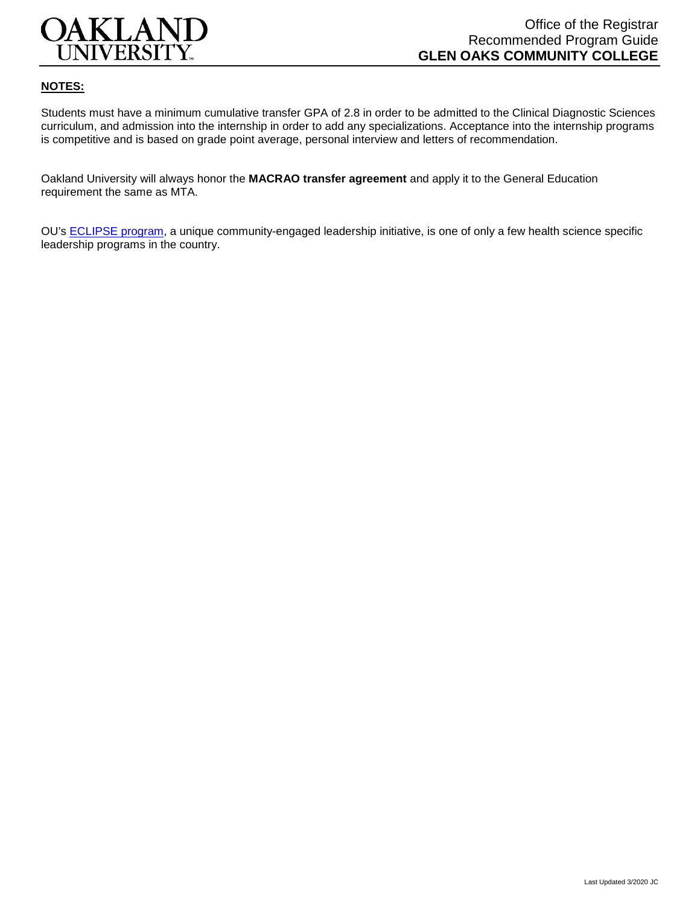**NOTES:**

Students must have a minimum cumulative transfer GPA of 2.8 in order to be admitted to the Clinical Diagnostic Sciences curriculum, and admission into the internship in order to add any specializations. Acceptance into the internship programs is competitive and is based on grade point average, personal interview and letters of recommendation.

Oakland University will always honor the **MACRAO transfer agreement** and apply it to the General Education requirement the same as MTA.

OU's ECLIPSE program, a unique community-engaged leadership initiative, is one of only a few health science specific leadership programs in the country.

Last Updated 3/2020 JC